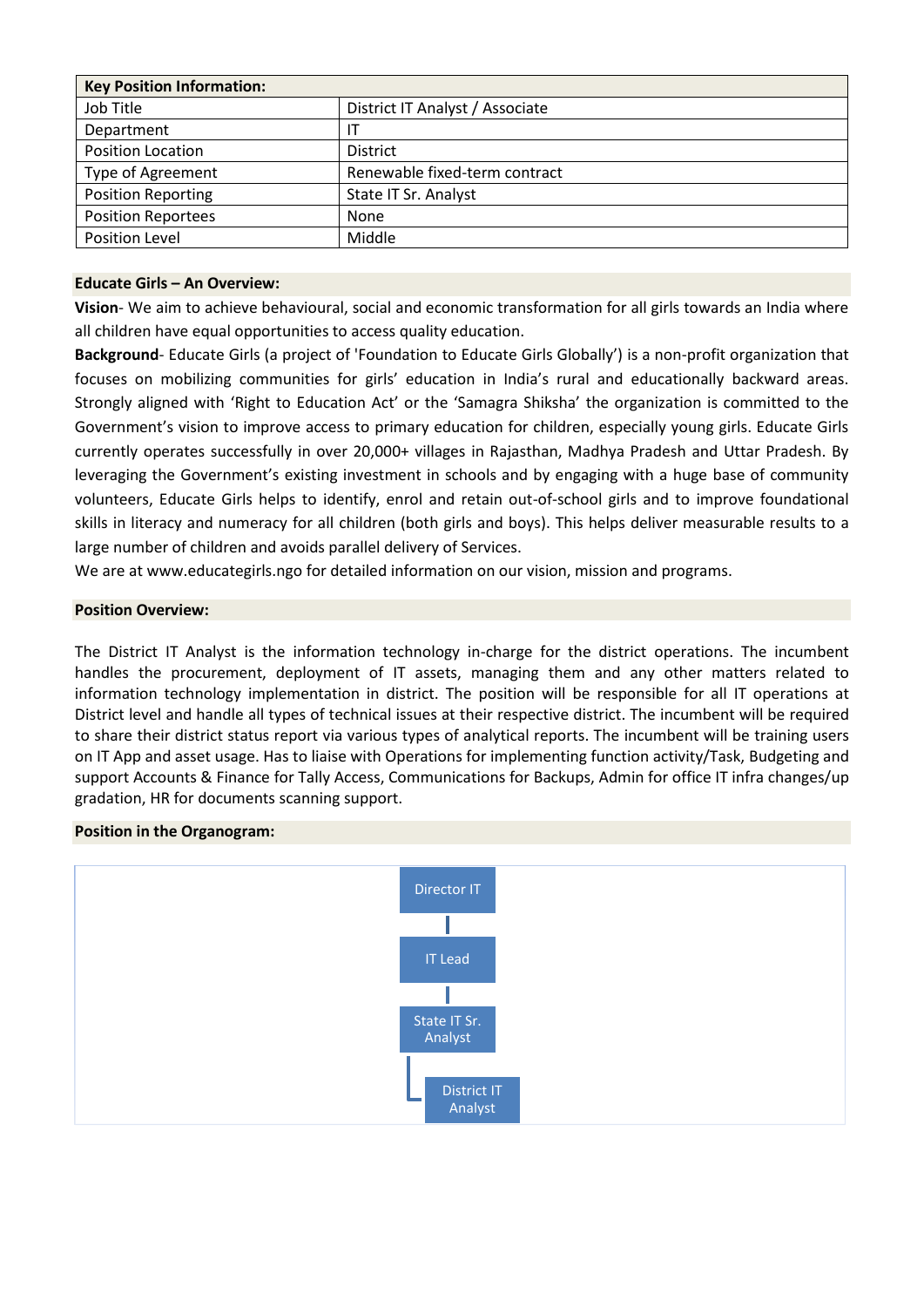| Key Position Information: | |
|---|---|
| Job Title | District IT Analyst / Associate |
| Department | IT |
| Position Location | District |
| Type of Agreement | Renewable fixed-term contract |
| Position Reporting | State IT Sr. Analyst |
| Position Reportees | None |
| Position Level | Middle |

## Educate Girls – An Overview:

**Vision**- We aim to achieve behavioural, social and economic transformation for all girls towards an India where all children have equal opportunities to access quality education.

**Background**- Educate Girls (a project of 'Foundation to Educate Girls Globally') is a non-profit organization that focuses on mobilizing communities for girls' education in India's rural and educationally backward areas. Strongly aligned with 'Right to Education Act' or the 'Samagra Shiksha' the organization is committed to the Government's vision to improve access to primary education for children, especially young girls. Educate Girls currently operates successfully in over 20,000+ villages in Rajasthan, Madhya Pradesh and Uttar Pradesh. By leveraging the Government's existing investment in schools and by engaging with a huge base of community volunteers, Educate Girls helps to identify, enrol and retain out-of-school girls and to improve foundational skills in literacy and numeracy for all children (both girls and boys). This helps deliver measurable results to a large number of children and avoids parallel delivery of Services.

We are at www.educategirls.ngo for detailed information on our vision, mission and programs.

## Position Overview:

The District IT Analyst is the information technology in-charge for the district operations. The incumbent handles the procurement, deployment of IT assets, managing them and any other matters related to information technology implementation in district. The position will be responsible for all IT operations at District level and handle all types of technical issues at their respective district. The incumbent will be required to share their district status report via various types of analytical reports. The incumbent will be training users on IT App and asset usage. Has to liaise with Operations for implementing function activity/Task, Budgeting and support Accounts & Finance for Tally Access, Communications for Backups, Admin for office IT infra changes/up gradation, HR for documents scanning support.

## Position in the Organogram:

Director IT
→ IT Lead
→ State IT Sr. Analyst
→ District IT Analyst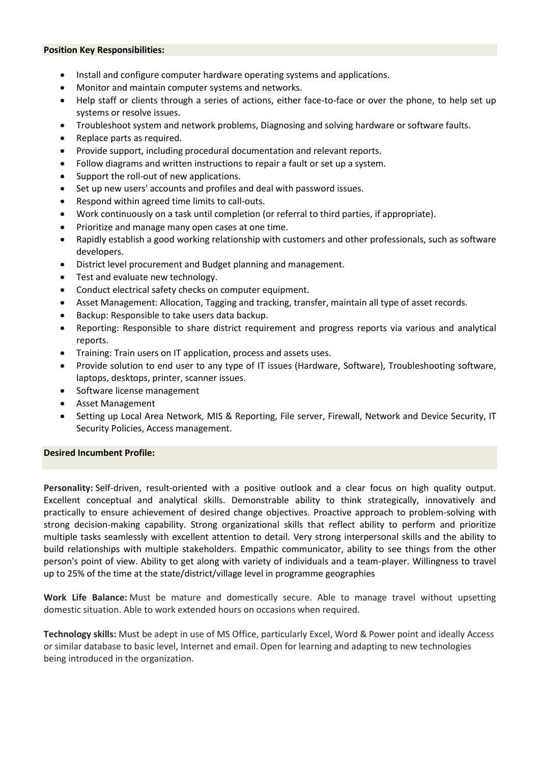**Position Key Responsibilities:**

- Install and configure computer hardware operating systems and applications.
- Monitor and maintain computer systems and networks.
- Help staff or clients through a series of actions, either face-to-face or over the phone, to help set up systems or resolve issues.
- Troubleshoot system and network problems, Diagnosing and solving hardware or software faults.
- Replace parts as required.
- Provide support, including procedural documentation and relevant reports.
- Follow diagrams and written instructions to repair a fault or set up a system.
- Support the roll-out of new applications.
- Set up new users' accounts and profiles and deal with password issues.
- Respond within agreed time limits to call-outs.
- Work continuously on a task until completion (or referral to third parties, if appropriate).
- Prioritize and manage many open cases at one time.
- Rapidly establish a good working relationship with customers and other professionals, such as software developers.
- District level procurement and Budget planning and management.
- Test and evaluate new technology.
- Conduct electrical safety checks on computer equipment.
- Asset Management: Allocation, Tagging and tracking, transfer, maintain all type of asset records.
- Backup: Responsible to take users data backup.
- Reporting: Responsible to share district requirement and progress reports via various and analytical reports.
- Training: Train users on IT application, process and assets uses.
- Provide solution to end user to any type of IT issues (Hardware, Software), Troubleshooting software, laptops, desktops, printer, scanner issues.
- Software license management
- Asset Management
- Setting up Local Area Network, MIS & Reporting, File server, Firewall, Network and Device Security, IT Security Policies, Access management.

**Desired Incumbent Profile:**

**Personality:** Self-driven, result-oriented with a positive outlook and a clear focus on high quality output. Excellent conceptual and analytical skills. Demonstrable ability to think strategically, innovatively and practically to ensure achievement of desired change objectives. Proactive approach to problem-solving with strong decision-making capability. Strong organizational skills that reflect ability to perform and prioritize multiple tasks seamlessly with excellent attention to detail. Very strong interpersonal skills and the ability to build relationships with multiple stakeholders. Empathic communicator, ability to see things from the other person's point of view. Ability to get along with variety of individuals and a team-player. Willingness to travel up to 25% of the time at the state/district/village level in programme geographies

**Work Life Balance:** Must be mature and domestically secure. Able to manage travel without upsetting domestic situation. Able to work extended hours on occasions when required.

**Technology skills:** Must be adept in use of MS Office, particularly Excel, Word & Power point and ideally Access or similar database to basic level, Internet and email. Open for learning and adapting to new technologies being introduced in the organization.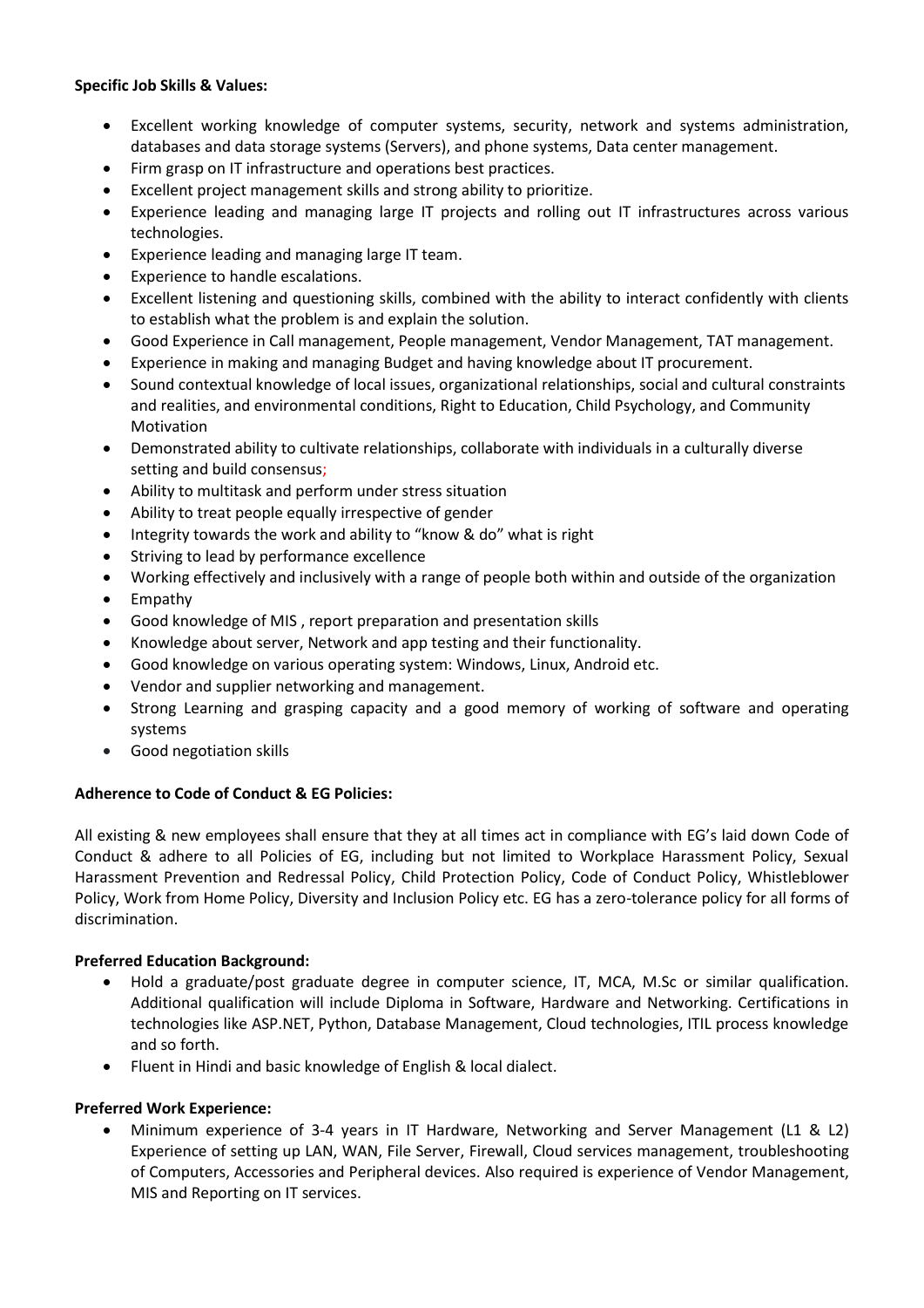**Specific Job Skills & Values:**

- Excellent working knowledge of computer systems, security, network and systems administration, databases and data storage systems (Servers), and phone systems, Data center management.
- Firm grasp on IT infrastructure and operations best practices.
- Excellent project management skills and strong ability to prioritize.
- Experience leading and managing large IT projects and rolling out IT infrastructures across various technologies.
- Experience leading and managing large IT team.
- Experience to handle escalations.
- Excellent listening and questioning skills, combined with the ability to interact confidently with clients to establish what the problem is and explain the solution.
- Good Experience in Call management, People management, Vendor Management, TAT management.
- Experience in making and managing Budget and having knowledge about IT procurement.
- Sound contextual knowledge of local issues, organizational relationships, social and cultural constraints and realities, and environmental conditions, Right to Education, Child Psychology, and Community Motivation
- Demonstrated ability to cultivate relationships, collaborate with individuals in a culturally diverse setting and build consensus;
- Ability to multitask and perform under stress situation
- Ability to treat people equally irrespective of gender
- Integrity towards the work and ability to "know & do" what is right
- Striving to lead by performance excellence
- Working effectively and inclusively with a range of people both within and outside of the organization
- Empathy
- Good knowledge of MIS , report preparation and presentation skills
- Knowledge about server, Network and app testing and their functionality.
- Good knowledge on various operating system: Windows, Linux, Android etc.
- Vendor and supplier networking and management.
- Strong Learning and grasping capacity and a good memory of working of software and operating systems
- Good negotiation skills

**Adherence to Code of Conduct & EG Policies:**

All existing & new employees shall ensure that they at all times act in compliance with EG's laid down Code of Conduct & adhere to all Policies of EG, including but not limited to Workplace Harassment Policy, Sexual Harassment Prevention and Redressal Policy, Child Protection Policy, Code of Conduct Policy, Whistleblower Policy, Work from Home Policy, Diversity and Inclusion Policy etc. EG has a zero-tolerance policy for all forms of discrimination.

**Preferred Education Background:**

- Hold a graduate/post graduate degree in computer science, IT, MCA, M.Sc or similar qualification. Additional qualification will include Diploma in Software, Hardware and Networking. Certifications in technologies like ASP.NET, Python, Database Management, Cloud technologies, ITIL process knowledge and so forth.
- Fluent in Hindi and basic knowledge of English & local dialect.

**Preferred Work Experience:**

- Minimum experience of 3-4 years in IT Hardware, Networking and Server Management (L1 & L2) Experience of setting up LAN, WAN, File Server, Firewall, Cloud services management, troubleshooting of Computers, Accessories and Peripheral devices. Also required is experience of Vendor Management, MIS and Reporting on IT services.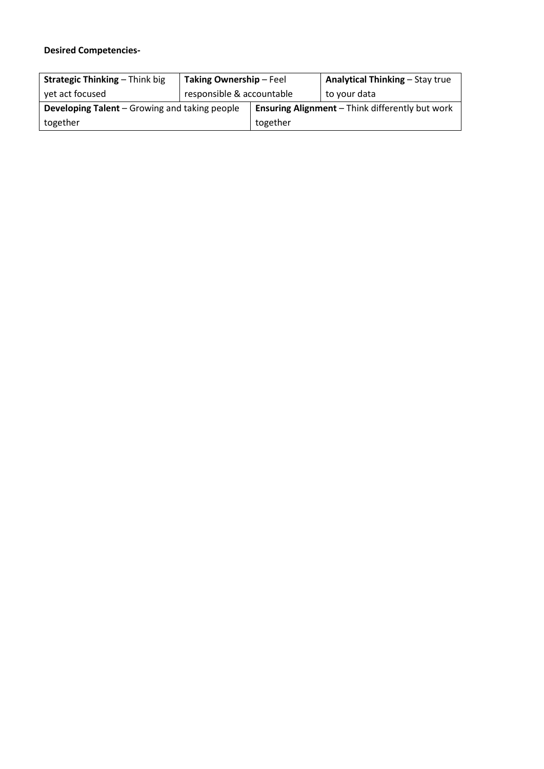**Desired Competencies-**

| | | |
|---|---|---|
| **Strategic Thinking** – Think big yet act focused | **Taking Ownership** – Feel responsible & accountable | **Analytical Thinking** – Stay true to your data |
| **Developing Talent** – Growing and taking people together | | **Ensuring Alignment** – Think differently but work together |